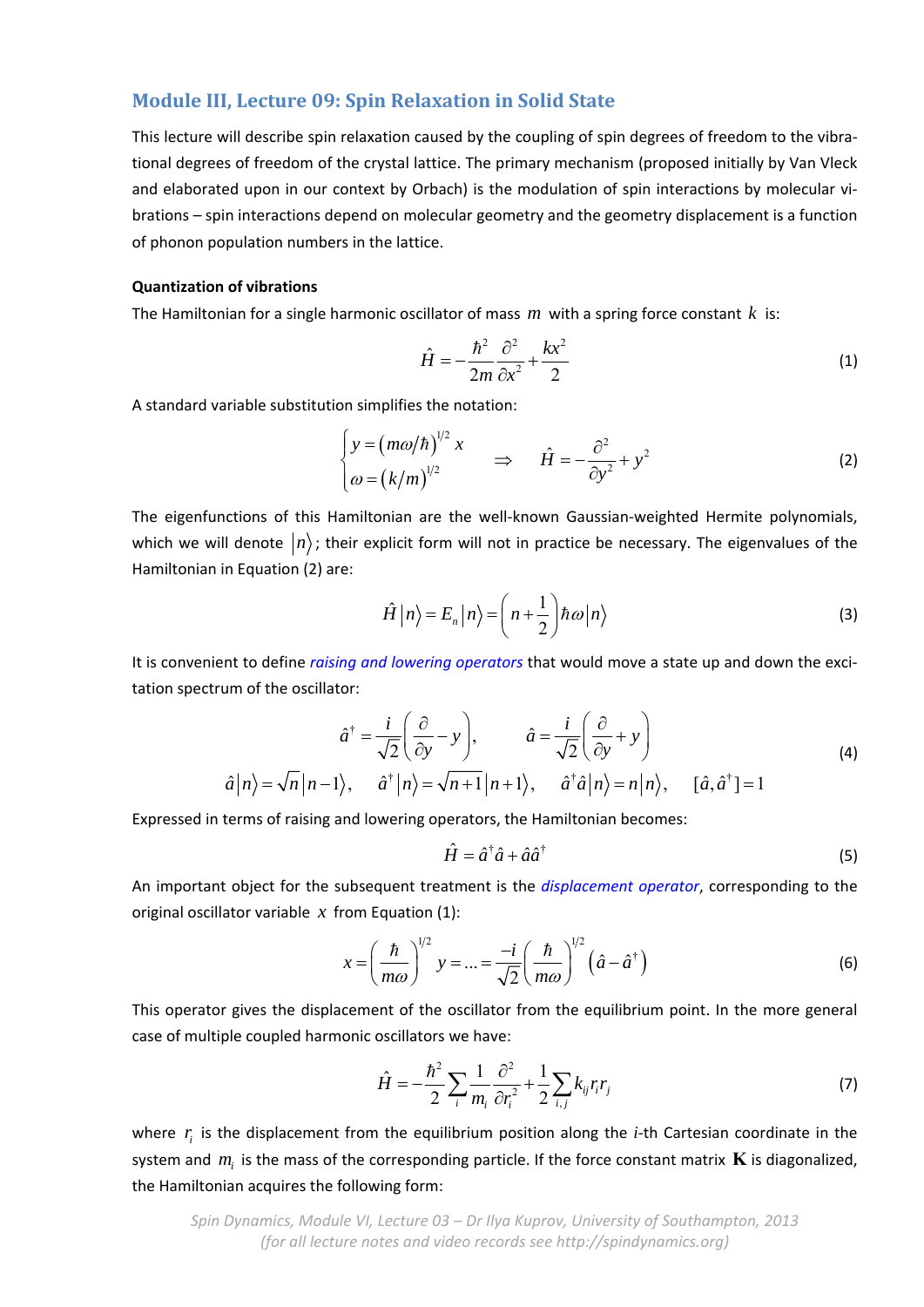## Module III, Lecture 09: Spin Relaxation in Solid State

This lecture will describe spin relaxation caused by the coupling of spin degrees of freedom to the vibrational degrees of freedom of the crystal lattice. The primary mechanism (proposed initially by Van Vleck and elaborated upon in our context by Orbach) is the modulation of spin interactions by molecular vibrations – spin interactions depend on molecular geometry and the geometry displacement is a function of phonon population numbers in the lattice.

### Quantization of vibrations

The Hamiltonian for a single harmonic oscillator of mass $m$ with a spring force constant $k$ is:

$$\hat{H} = -\frac{\hbar^2}{2m}\frac{\partial^2}{\partial x^2} + \frac{kx^2}{2} \tag{1}$$

A standard variable substitution simplifies the notation:

$$\begin{cases} y = \left(m\omega/\hbar\right)^{1/2} x \\ \omega = \left(k/m\right)^{1/2} \end{cases} \quad \Rightarrow \quad \hat{H} = -\frac{\partial^2}{\partial y^2} + y^2 \tag{2}$$

The eigenfunctions of this Hamiltonian are the well-known Gaussian-weighted Hermite polynomials, which we will denote $|n\rangle$; their explicit form will not in practice be necessary. The eigenvalues of the Hamiltonian in Equation (2) are:

$$\hat{H}|n\rangle = E_n|n\rangle = \left(n + \frac{1}{2}\right)\hbar\omega|n\rangle \tag{3}$$

It is convenient to define *raising and lowering operators* that would move a state up and down the excitation spectrum of the oscillator:

$$\begin{gathered} \hat{a}^\dagger = \frac{i}{\sqrt{2}}\left(\frac{\partial}{\partial y} - y\right), \qquad \hat{a} = \frac{i}{\sqrt{2}}\left(\frac{\partial}{\partial y} + y\right) \\ \hat{a}|n\rangle = \sqrt{n}|n-1\rangle, \quad \hat{a}^\dagger|n\rangle = \sqrt{n+1}|n+1\rangle, \quad \hat{a}^\dagger\hat{a}|n\rangle = n|n\rangle, \quad [\hat{a},\hat{a}^\dagger] = 1 \end{gathered} \tag{4}$$

Expressed in terms of raising and lowering operators, the Hamiltonian becomes:

$$\hat{H} = \hat{a}^\dagger\hat{a} + \hat{a}\hat{a}^\dagger \tag{5}$$

An important object for the subsequent treatment is the *displacement operator*, corresponding to the original oscillator variable $x$ from Equation (1):

$$x = \left(\frac{\hbar}{m\omega}\right)^{1/2} y = \ldots = \frac{-i}{\sqrt{2}}\left(\frac{\hbar}{m\omega}\right)^{1/2}\left(\hat{a} - \hat{a}^\dagger\right) \tag{6}$$

This operator gives the displacement of the oscillator from the equilibrium point. In the more general case of multiple coupled harmonic oscillators we have:

$$\hat{H} = -\frac{\hbar^2}{2}\sum_i \frac{1}{m_i}\frac{\partial^2}{\partial r_i^2} + \frac{1}{2}\sum_{i,j} k_{ij} r_i r_j \tag{7}$$

where $r_i$ is the displacement from the equilibrium position along the *i*-th Cartesian coordinate in the system and $m_i$ is the mass of the corresponding particle. If the force constant matrix $\mathbf{K}$ is diagonalized, the Hamiltonian acquires the following form: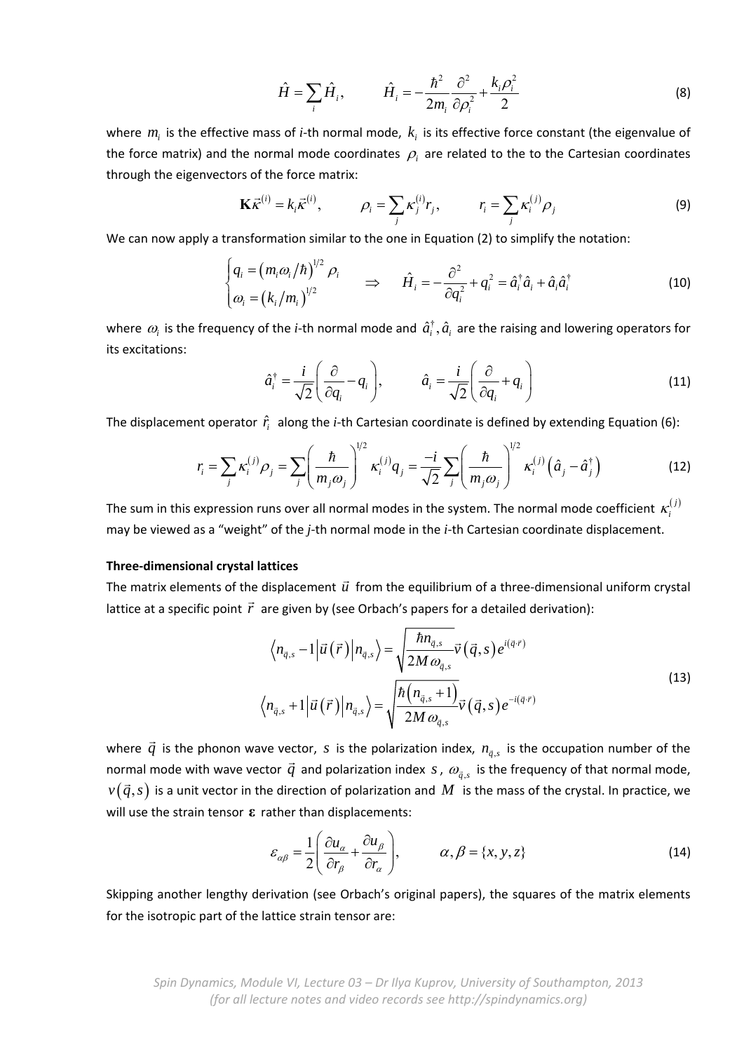$$\hat{H} = \sum_i \hat{H}_i, \qquad \hat{H}_i = -\frac{\hbar^2}{2m_i}\frac{\partial^2}{\partial \rho_i^2} + \frac{k_i \rho_i^2}{2} \tag{8}$$

where $m_i$ is the effective mass of *i*-th normal mode, $k_i$ is its effective force constant (the eigenvalue of the force matrix) and the normal mode coordinates $\rho_i$ are related to the to the Cartesian coordinates through the eigenvectors of the force matrix:

$$\mathbf{K}\vec{\kappa}^{(i)} = k_i \vec{\kappa}^{(i)}, \qquad \rho_i = \sum_j \kappa_j^{(i)} r_j, \qquad r_i = \sum_j \kappa_i^{(j)} \rho_j \tag{9}$$

We can now apply a transformation similar to the one in Equation (2) to simplify the notation:

$$\begin{cases} q_i = \left(m_i \omega_i / \hbar\right)^{1/2} \rho_i \\ \omega_i = \left(k_i / m_i\right)^{1/2} \end{cases} \quad \Rightarrow \quad \hat{H}_i = -\frac{\partial^2}{\partial q_i^2} + q_i^2 = \hat{a}_i^\dagger \hat{a}_i + \hat{a}_i \hat{a}_i^\dagger \tag{10}$$

where $\omega_i$ is the frequency of the *i*-th normal mode and $\hat{a}_i^\dagger, \hat{a}_i$ are the raising and lowering operators for its excitations:

$$\hat{a}_i^\dagger = \frac{i}{\sqrt{2}}\left(\frac{\partial}{\partial q_i} - q_i\right), \qquad \hat{a}_i = \frac{i}{\sqrt{2}}\left(\frac{\partial}{\partial q_i} + q_i\right) \tag{11}$$

The displacement operator $\hat{r}_i$ along the *i*-th Cartesian coordinate is defined by extending Equation (6):

$$r_i = \sum_j \kappa_i^{(j)} \rho_j = \sum_j \left(\frac{\hbar}{m_j \omega_j}\right)^{1/2} \kappa_i^{(j)} q_j = \frac{-i}{\sqrt{2}} \sum_j \left(\frac{\hbar}{m_j \omega_j}\right)^{1/2} \kappa_i^{(j)} \left(\hat{a}_j - \hat{a}_j^\dagger\right) \tag{12}$$

The sum in this expression runs over all normal modes in the system. The normal mode coefficient $\kappa_i^{(j)}$ may be viewed as a "weight" of the *j*-th normal mode in the *i*-th Cartesian coordinate displacement.

**Three-dimensional crystal lattices**

The matrix elements of the displacement $\vec{u}$ from the equilibrium of a three-dimensional uniform crystal lattice at a specific point $\vec{r}$ are given by (see Orbach's papers for a detailed derivation):

$$\begin{aligned} \left\langle n_{\vec{q},s} - 1 \right| \vec{u}\left(\vec{r}\right) \left| n_{\vec{q},s} \right\rangle &= \sqrt{\frac{\hbar n_{\vec{q},s}}{2M\omega_{\vec{q},s}}} \vec{v}\left(\vec{q},s\right) e^{i\left(\vec{q}\cdot\vec{r}\right)} \\ \left\langle n_{\vec{q},s} + 1 \right| \vec{u}\left(\vec{r}\right) \left| n_{\vec{q},s} \right\rangle &= \sqrt{\frac{\hbar \left(n_{\vec{q},s} + 1\right)}{2M\omega_{\vec{q},s}}} \vec{v}\left(\vec{q},s\right) e^{-i\left(\vec{q}\cdot\vec{r}\right)} \end{aligned} \tag{13}$$

where $\vec{q}$ is the phonon wave vector, $s$ is the polarization index, $n_{\vec{q},s}$ is the occupation number of the normal mode with wave vector $\vec{q}$ and polarization index $s$, $\omega_{\vec{q},s}$ is the frequency of that normal mode, $v\left(\vec{q},s\right)$ is a unit vector in the direction of polarization and $M$ is the mass of the crystal. In practice, we will use the strain tensor $\boldsymbol{\varepsilon}$ rather than displacements:

$$\varepsilon_{\alpha\beta} = \frac{1}{2}\left(\frac{\partial u_\alpha}{\partial r_\beta} + \frac{\partial u_\beta}{\partial r_\alpha}\right), \qquad \alpha, \beta = \{x, y, z\} \tag{14}$$

Skipping another lengthy derivation (see Orbach's original papers), the squares of the matrix elements for the isotropic part of the lattice strain tensor are: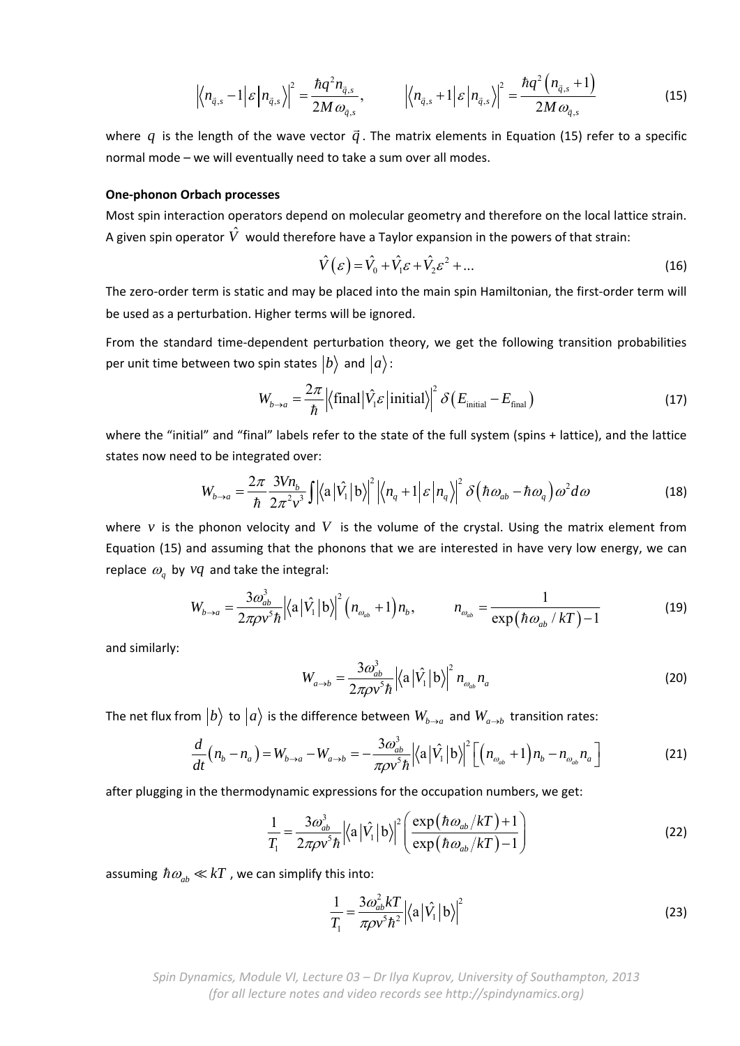$$\left|\left\langle n_{\vec{q},s}-1\middle|\varepsilon\middle|n_{\vec{q},s}\right\rangle\right|^2=\frac{\hbar q^2 n_{\vec{q},s}}{2M\omega_{\vec{q},s}},\qquad \left|\left\langle n_{\vec{q},s}+1\middle|\varepsilon\middle|n_{\vec{q},s}\right\rangle\right|^2=\frac{\hbar q^2\left(n_{\vec{q},s}+1\right)}{2M\omega_{\vec{q},s}} \tag{15}$$

where $q$ is the length of the wave vector $\vec{q}$. The matrix elements in Equation (15) refer to a specific normal mode – we will eventually need to take a sum over all modes.

**One-phonon Orbach processes**

Most spin interaction operators depend on molecular geometry and therefore on the local lattice strain. A given spin operator $\hat{V}$ would therefore have a Taylor expansion in the powers of that strain:

$$\hat{V}(\varepsilon)=\hat{V}_0+\hat{V}_1\varepsilon+\hat{V}_2\varepsilon^2+\ldots \tag{16}$$

The zero-order term is static and may be placed into the main spin Hamiltonian, the first-order term will be used as a perturbation. Higher terms will be ignored.

From the standard time-dependent perturbation theory, we get the following transition probabilities per unit time between two spin states $|b\rangle$ and $|a\rangle$:

$$W_{b\to a}=\frac{2\pi}{\hbar}\left|\left\langle \text{final}\middle|\hat{V}_1\varepsilon\middle|\text{initial}\right\rangle\right|^2\delta\left(E_{\text{initial}}-E_{\text{final}}\right) \tag{17}$$

where the "initial" and "final" labels refer to the state of the full system (spins + lattice), and the lattice states now need to be integrated over:

$$W_{b\to a}=\frac{2\pi}{\hbar}\frac{3Vn_b}{2\pi^2v^3}\int\left|\left\langle \text{a}\middle|\hat{V}_1\middle|\text{b}\right\rangle\right|^2\left|\left\langle n_q+1\middle|\varepsilon\middle|n_q\right\rangle\right|^2\delta\left(\hbar\omega_{ab}-\hbar\omega_q\right)\omega^2d\omega \tag{18}$$

where $v$ is the phonon velocity and $V$ is the volume of the crystal. Using the matrix element from Equation (15) and assuming that the phonons that we are interested in have very low energy, we can replace $\omega_q$ by $vq$ and take the integral:

$$W_{b\to a}=\frac{3\omega_{ab}^3}{2\pi\rho v^5\hbar}\left|\left\langle \text{a}\middle|\hat{V}_1\middle|\text{b}\right\rangle\right|^2\left(n_{\omega_{ab}}+1\right)n_b,\qquad n_{\omega_{ab}}=\frac{1}{\exp\left(\hbar\omega_{ab}/kT\right)-1} \tag{19}$$

and similarly:

$$W_{a\to b}=\frac{3\omega_{ab}^3}{2\pi\rho v^5\hbar}\left|\left\langle \text{a}\middle|\hat{V}_1\middle|\text{b}\right\rangle\right|^2 n_{\omega_{ab}}n_a \tag{20}$$

The net flux from $|b\rangle$ to $|a\rangle$ is the difference between $W_{b\to a}$ and $W_{a\to b}$ transition rates:

$$\frac{d}{dt}\left(n_b-n_a\right)=W_{b\to a}-W_{a\to b}=-\frac{3\omega_{ab}^3}{\pi\rho v^5\hbar}\left|\left\langle \text{a}\middle|\hat{V}_1\middle|\text{b}\right\rangle\right|^2\left[\left(n_{\omega_{ab}}+1\right)n_b-n_{\omega_{ab}}n_a\right] \tag{21}$$

after plugging in the thermodynamic expressions for the occupation numbers, we get:

$$\frac{1}{T_1}=\frac{3\omega_{ab}^3}{2\pi\rho v^5\hbar}\left|\left\langle \text{a}\middle|\hat{V}_1\middle|\text{b}\right\rangle\right|^2\left(\frac{\exp\left(\hbar\omega_{ab}/kT\right)+1}{\exp\left(\hbar\omega_{ab}/kT\right)-1}\right) \tag{22}$$

assuming $\hbar\omega_{ab}\ll kT$, we can simplify this into:

$$\frac{1}{T_1}=\frac{3\omega_{ab}^2kT}{\pi\rho v^5\hbar^2}\left|\left\langle \text{a}\middle|\hat{V}_1\middle|\text{b}\right\rangle\right|^2 \tag{23}$$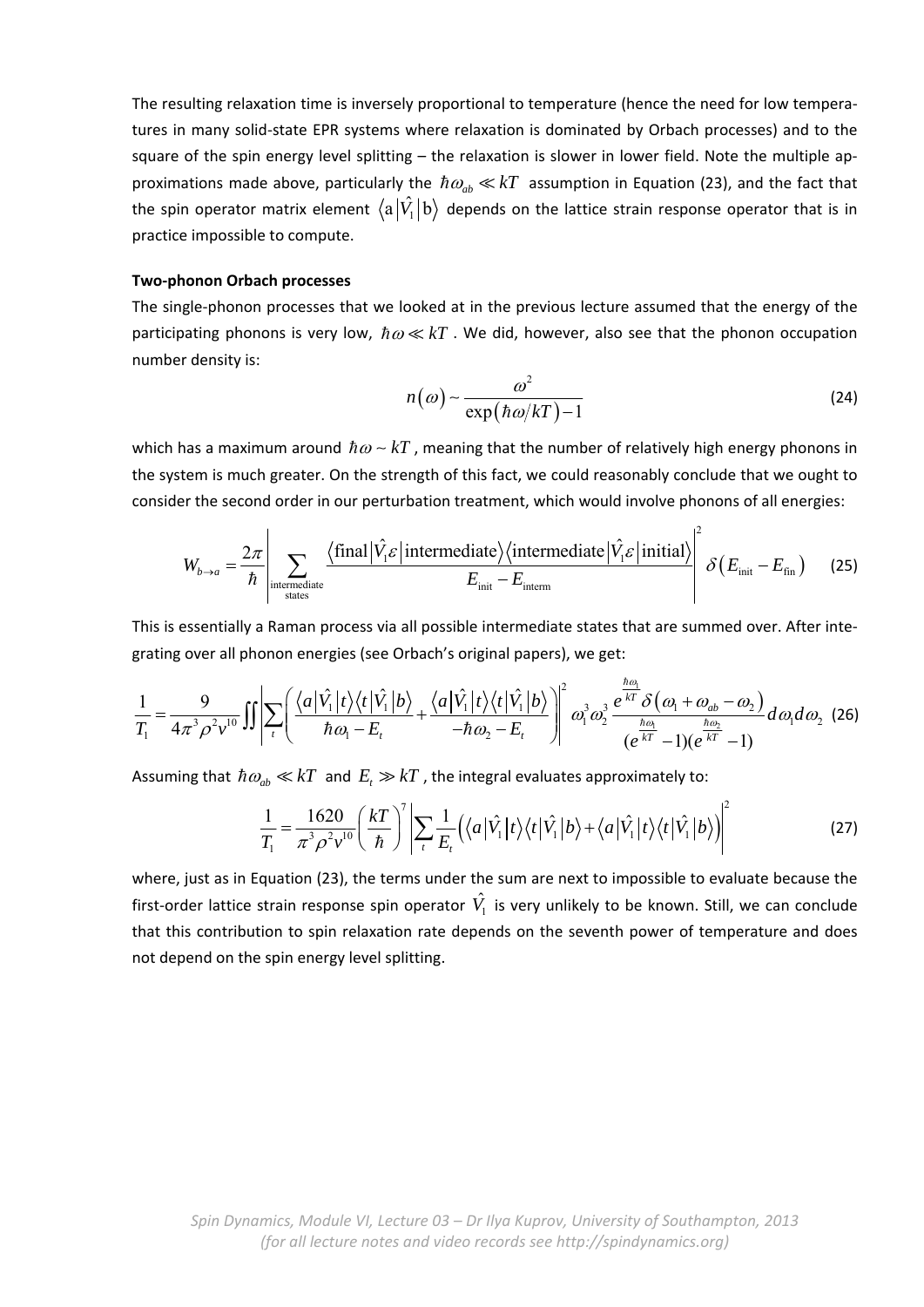The resulting relaxation time is inversely proportional to temperature (hence the need for low temperatures in many solid-state EPR systems where relaxation is dominated by Orbach processes) and to the square of the spin energy level splitting – the relaxation is slower in lower field. Note the multiple approximations made above, particularly the $\hbar\omega_{ab} \ll kT$ assumption in Equation (23), and the fact that the spin operator matrix element $\langle a|\hat{V}_1|b\rangle$ depends on the lattice strain response operator that is in practice impossible to compute.

**Two-phonon Orbach processes**

The single-phonon processes that we looked at in the previous lecture assumed that the energy of the participating phonons is very low, $\hbar\omega \ll kT$. We did, however, also see that the phonon occupation number density is:

$$n(\omega) \sim \frac{\omega^2}{\exp(\hbar\omega/kT)-1} \tag{24}$$

which has a maximum around $\hbar\omega \sim kT$, meaning that the number of relatively high energy phonons in the system is much greater. On the strength of this fact, we could reasonably conclude that we ought to consider the second order in our perturbation treatment, which would involve phonons of all energies:

$$W_{b\to a} = \frac{2\pi}{\hbar}\left|\sum_{\substack{\text{intermediate}\\ \text{states}}} \frac{\langle \text{final}|\hat{V}_1\varepsilon|\text{intermediate}\rangle\langle\text{intermediate}|\hat{V}_1\varepsilon|\text{initial}\rangle}{E_{\text{init}}-E_{\text{interm}}}\right|^2 \delta\left(E_{\text{init}}-E_{\text{fin}}\right) \tag{25}$$

This is essentially a Raman process via all possible intermediate states that are summed over. After integrating over all phonon energies (see Orbach's original papers), we get:

$$\frac{1}{T_1} = \frac{9}{4\pi^3\rho^2 v^{10}}\iint\left|\sum_t\left(\frac{\langle a|\hat{V}_1|t\rangle\langle t|\hat{V}_1|b\rangle}{\hbar\omega_1 - E_t} + \frac{\langle a|\hat{V}_1|t\rangle\langle t|\hat{V}_1|b\rangle}{-\hbar\omega_2 - E_t}\right)\right|^2 \omega_1^3\omega_2^3 \frac{e^{\frac{\hbar\omega_1}{kT}}\delta\left(\omega_1+\omega_{ab}-\omega_2\right)}{(e^{\frac{\hbar\omega_1}{kT}}-1)(e^{\frac{\hbar\omega_2}{kT}}-1)}d\omega_1 d\omega_2 \tag{26}$$

Assuming that $\hbar\omega_{ab} \ll kT$ and $E_t \gg kT$, the integral evaluates approximately to:

$$\frac{1}{T_1} = \frac{1620}{\pi^3\rho^2 v^{10}}\left(\frac{kT}{\hbar}\right)^7\left|\sum_t \frac{1}{E_t}\left(\langle a|\hat{V}_1|t\rangle\langle t|\hat{V}_1|b\rangle + \langle a|\hat{V}_1|t\rangle\langle t|\hat{V}_1|b\rangle\right)\right|^2 \tag{27}$$

where, just as in Equation (23), the terms under the sum are next to impossible to evaluate because the first-order lattice strain response spin operator $\hat{V}_1$ is very unlikely to be known. Still, we can conclude that this contribution to spin relaxation rate depends on the seventh power of temperature and does not depend on the spin energy level splitting.